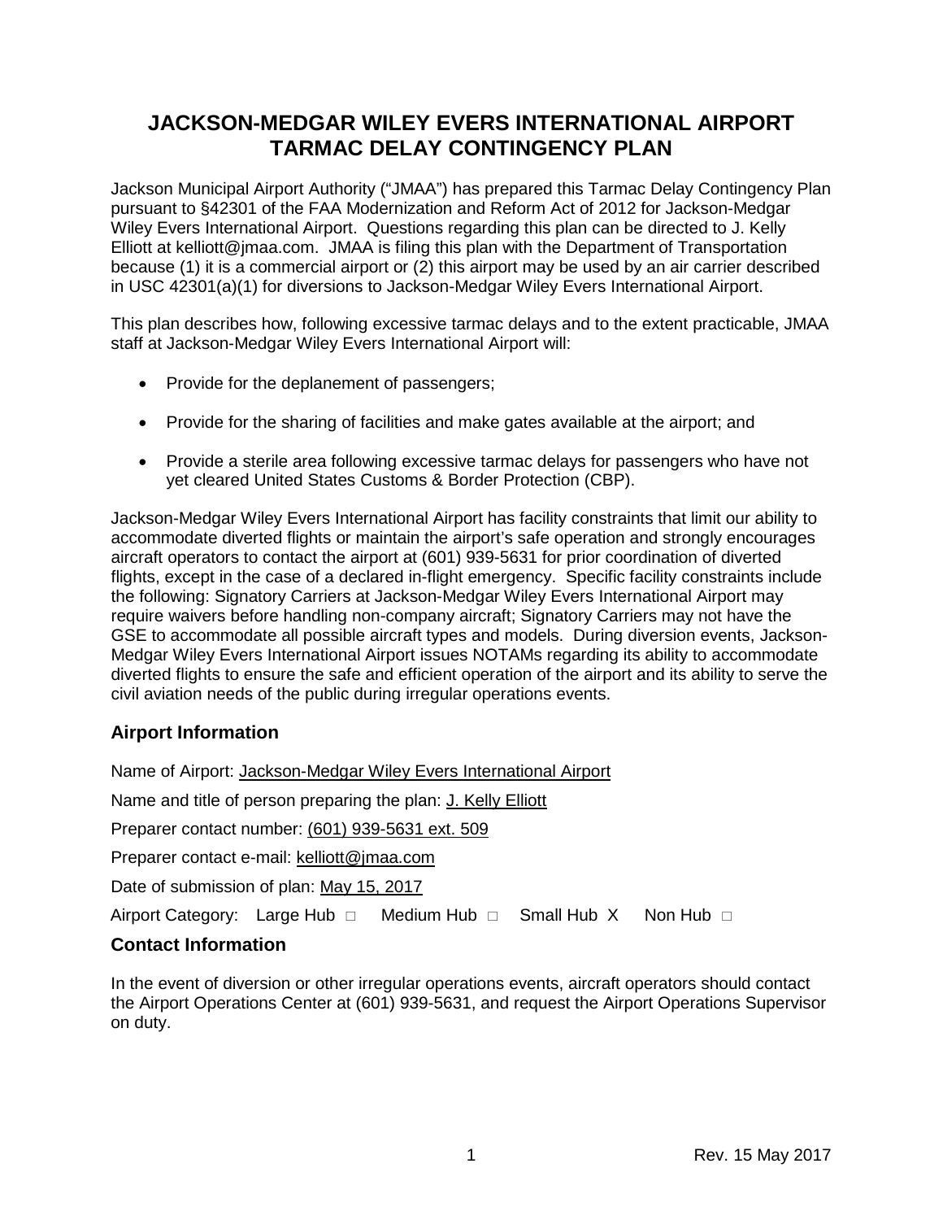# JACKSON-MEDGAR WILEY EVERS INTERNATIONAL AIRPORT TARMAC DELAY CONTINGENCY PLAN

Jackson Municipal Airport Authority ("JMAA") has prepared this Tarmac Delay Contingency Plan pursuant to §42301 of the FAA Modernization and Reform Act of 2012 for Jackson-Medgar Wiley Evers International Airport. Questions regarding this plan can be directed to J. Kelly Elliott at kelliott@jmaa.com. JMAA is filing this plan with the Department of Transportation because (1) it is a commercial airport or (2) this airport may be used by an air carrier described in USC 42301(a)(1) for diversions to Jackson-Medgar Wiley Evers International Airport.

This plan describes how, following excessive tarmac delays and to the extent practicable, JMAA staff at Jackson-Medgar Wiley Evers International Airport will:

- Provide for the deplanement of passengers;
- Provide for the sharing of facilities and make gates available at the airport; and
- Provide a sterile area following excessive tarmac delays for passengers who have not yet cleared United States Customs & Border Protection (CBP).

Jackson-Medgar Wiley Evers International Airport has facility constraints that limit our ability to accommodate diverted flights or maintain the airport's safe operation and strongly encourages aircraft operators to contact the airport at (601) 939-5631 for prior coordination of diverted flights, except in the case of a declared in-flight emergency. Specific facility constraints include the following: Signatory Carriers at Jackson-Medgar Wiley Evers International Airport may require waivers before handling non-company aircraft; Signatory Carriers may not have the GSE to accommodate all possible aircraft types and models. During diversion events, Jackson-Medgar Wiley Evers International Airport issues NOTAMs regarding its ability to accommodate diverted flights to ensure the safe and efficient operation of the airport and its ability to serve the civil aviation needs of the public during irregular operations events.

## Airport Information

Name of Airport: Jackson-Medgar Wiley Evers International Airport

Name and title of person preparing the plan: J. Kelly Elliott

Preparer contact number: (601) 939-5631 ext. 509

Preparer contact e-mail: kelliott@jmaa.com

Date of submission of plan: May 15, 2017

Airport Category: Large Hub ☐ Medium Hub ☐ Small Hub X Non Hub ☐

## Contact Information

In the event of diversion or other irregular operations events, aircraft operators should contact the Airport Operations Center at (601) 939-5631, and request the Airport Operations Supervisor on duty.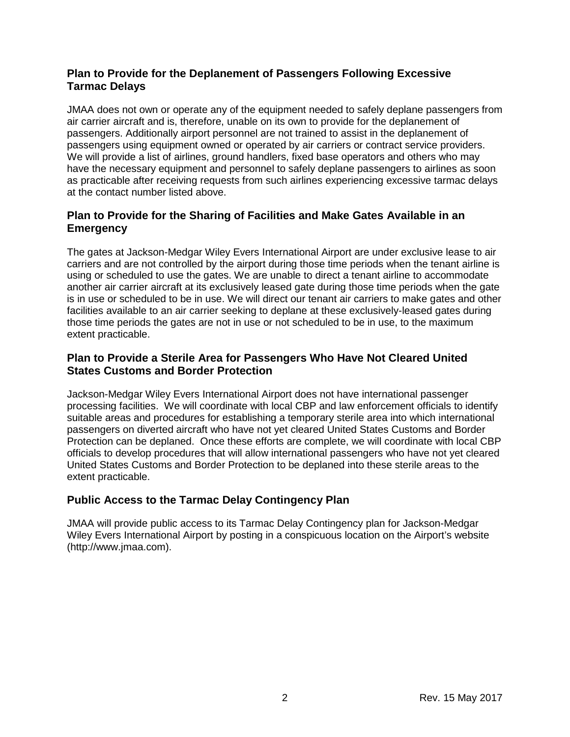## Plan to Provide for the Deplanement of Passengers Following Excessive Tarmac Delays

JMAA does not own or operate any of the equipment needed to safely deplane passengers from air carrier aircraft and is, therefore, unable on its own to provide for the deplanement of passengers. Additionally airport personnel are not trained to assist in the deplanement of passengers using equipment owned or operated by air carriers or contract service providers. We will provide a list of airlines, ground handlers, fixed base operators and others who may have the necessary equipment and personnel to safely deplane passengers to airlines as soon as practicable after receiving requests from such airlines experiencing excessive tarmac delays at the contact number listed above.

## Plan to Provide for the Sharing of Facilities and Make Gates Available in an Emergency

The gates at Jackson-Medgar Wiley Evers International Airport are under exclusive lease to air carriers and are not controlled by the airport during those time periods when the tenant airline is using or scheduled to use the gates. We are unable to direct a tenant airline to accommodate another air carrier aircraft at its exclusively leased gate during those time periods when the gate is in use or scheduled to be in use. We will direct our tenant air carriers to make gates and other facilities available to an air carrier seeking to deplane at these exclusively-leased gates during those time periods the gates are not in use or not scheduled to be in use, to the maximum extent practicable.

## Plan to Provide a Sterile Area for Passengers Who Have Not Cleared United States Customs and Border Protection

Jackson-Medgar Wiley Evers International Airport does not have international passenger processing facilities. We will coordinate with local CBP and law enforcement officials to identify suitable areas and procedures for establishing a temporary sterile area into which international passengers on diverted aircraft who have not yet cleared United States Customs and Border Protection can be deplaned. Once these efforts are complete, we will coordinate with local CBP officials to develop procedures that will allow international passengers who have not yet cleared United States Customs and Border Protection to be deplaned into these sterile areas to the extent practicable.

## Public Access to the Tarmac Delay Contingency Plan

JMAA will provide public access to its Tarmac Delay Contingency plan for Jackson-Medgar Wiley Evers International Airport by posting in a conspicuous location on the Airport's website (http://www.jmaa.com).